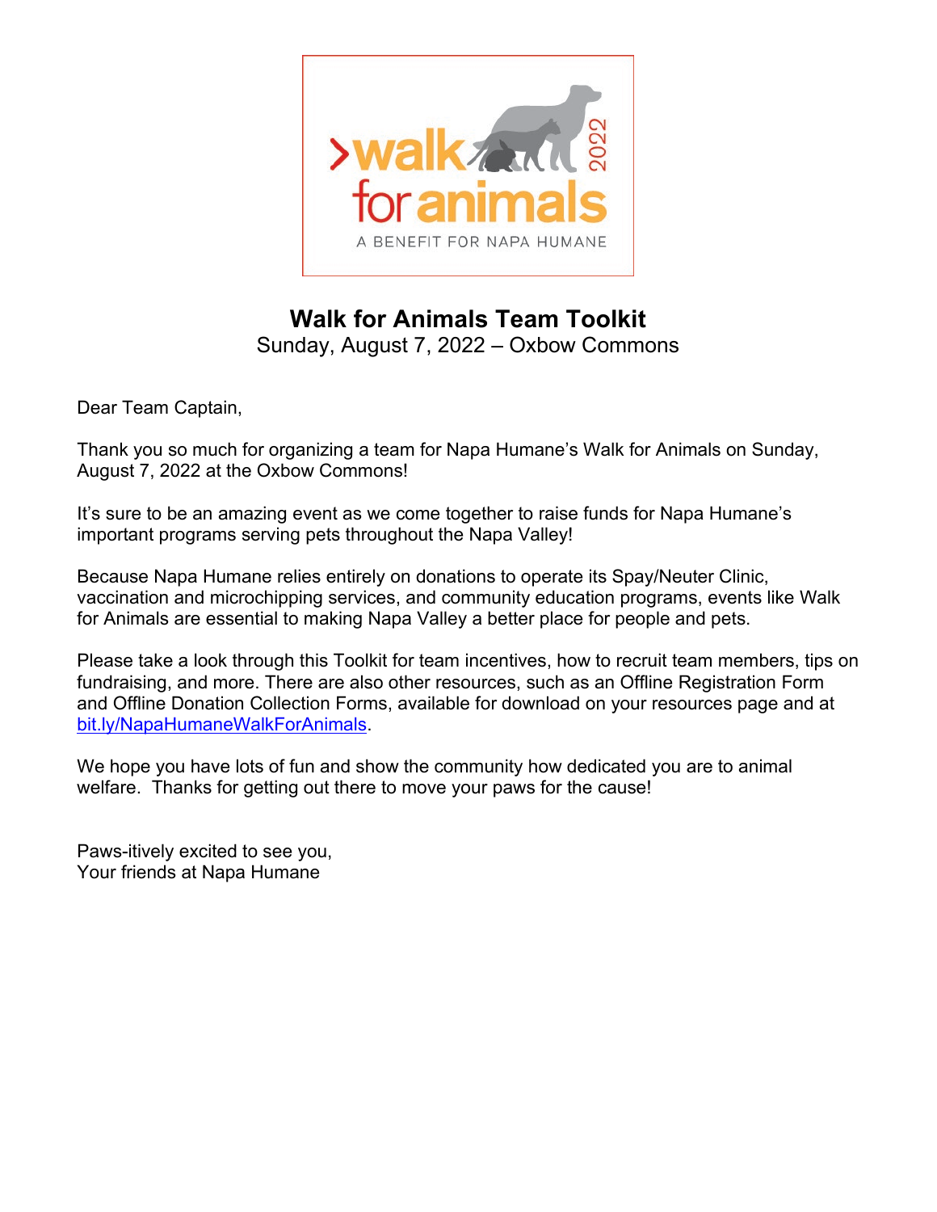# Walk for Animals Team Toolkit

Sunday, August 7, 2022 – Oxbow Commons

Dear Team Captain,

Thank you so much for organizing a team for Napa Humane's Walk for Animals on Sunday, August 7, 2022 at the Oxbow Commons!

It's sure to be an amazing event as we come together to raise funds for Napa Humane's important programs serving pets throughout the Napa Valley!

Because Napa Humane relies entirely on donations to operate its Spay/Neuter Clinic, vaccination and microchipping services, and community education programs, events like Walk for Animals are essential to making Napa Valley a better place for people and pets.

Please take a look through this Toolkit for team incentives, how to recruit team members, tips on fundraising, and more. There are also other resources, such as an Offline Registration Form and Offline Donation Collection Forms, available for download on your resources page and at bit.ly/NapaHumaneWalkForAnimals.

We hope you have lots of fun and show the community how dedicated you are to animal welfare. Thanks for getting out there to move your paws for the cause!

Paws-itively excited to see you,
Your friends at Napa Humane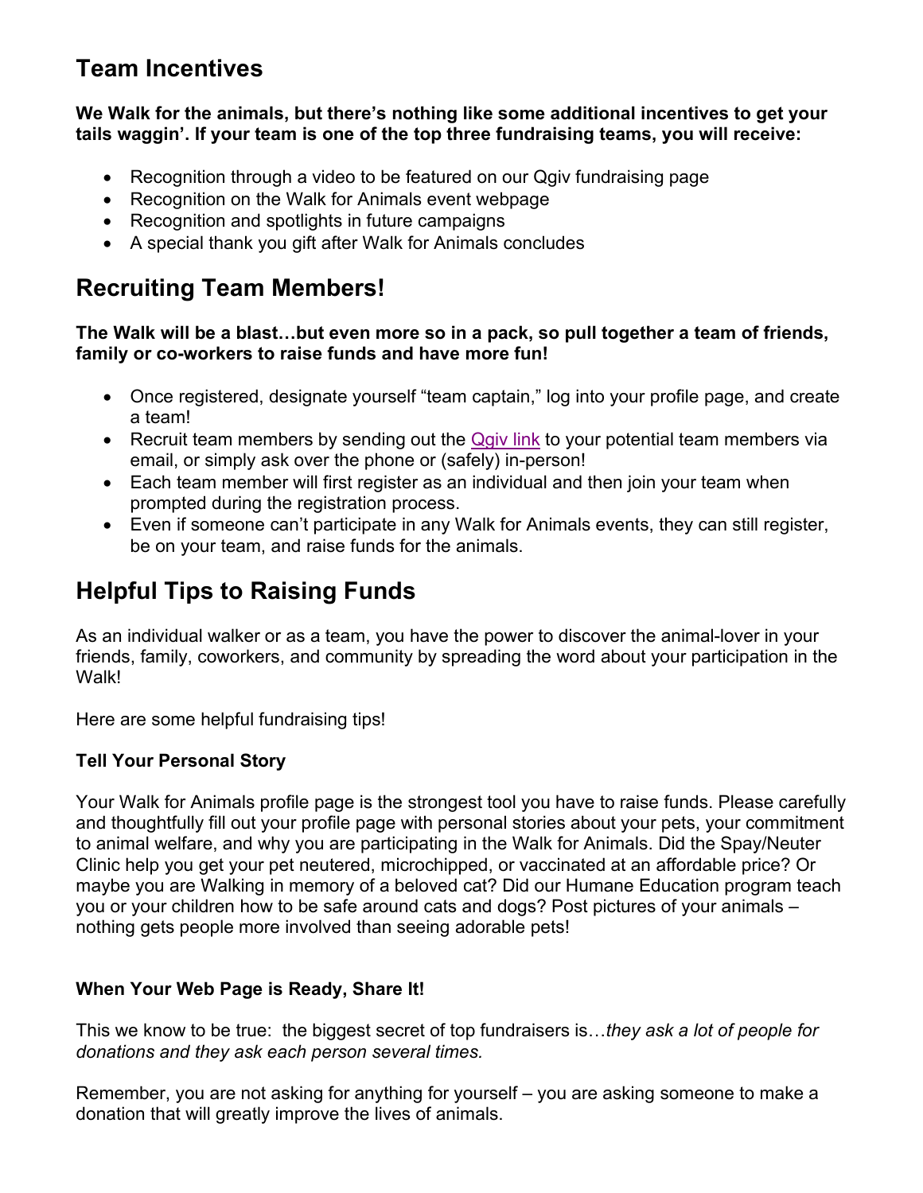## Team Incentives

**We Walk for the animals, but there's nothing like some additional incentives to get your tails waggin'. If your team is one of the top three fundraising teams, you will receive:**

- Recognition through a video to be featured on our Qgiv fundraising page
- Recognition on the Walk for Animals event webpage
- Recognition and spotlights in future campaigns
- A special thank you gift after Walk for Animals concludes

## Recruiting Team Members!

**The Walk will be a blast…but even more so in a pack, so pull together a team of friends, family or co-workers to raise funds and have more fun!**

- Once registered, designate yourself "team captain," log into your profile page, and create a team!
- Recruit team members by sending out the Qgiv link to your potential team members via email, or simply ask over the phone or (safely) in-person!
- Each team member will first register as an individual and then join your team when prompted during the registration process.
- Even if someone can't participate in any Walk for Animals events, they can still register, be on your team, and raise funds for the animals.

## Helpful Tips to Raising Funds

As an individual walker or as a team, you have the power to discover the animal-lover in your friends, family, coworkers, and community by spreading the word about your participation in the Walk!

Here are some helpful fundraising tips!

### Tell Your Personal Story

Your Walk for Animals profile page is the strongest tool you have to raise funds. Please carefully and thoughtfully fill out your profile page with personal stories about your pets, your commitment to animal welfare, and why you are participating in the Walk for Animals. Did the Spay/Neuter Clinic help you get your pet neutered, microchipped, or vaccinated at an affordable price? Or maybe you are Walking in memory of a beloved cat? Did our Humane Education program teach you or your children how to be safe around cats and dogs? Post pictures of your animals – nothing gets people more involved than seeing adorable pets!

### When Your Web Page is Ready, Share It!

This we know to be true: the biggest secret of top fundraisers is…*they ask a lot of people for donations and they ask each person several times.*

Remember, you are not asking for anything for yourself – you are asking someone to make a donation that will greatly improve the lives of animals.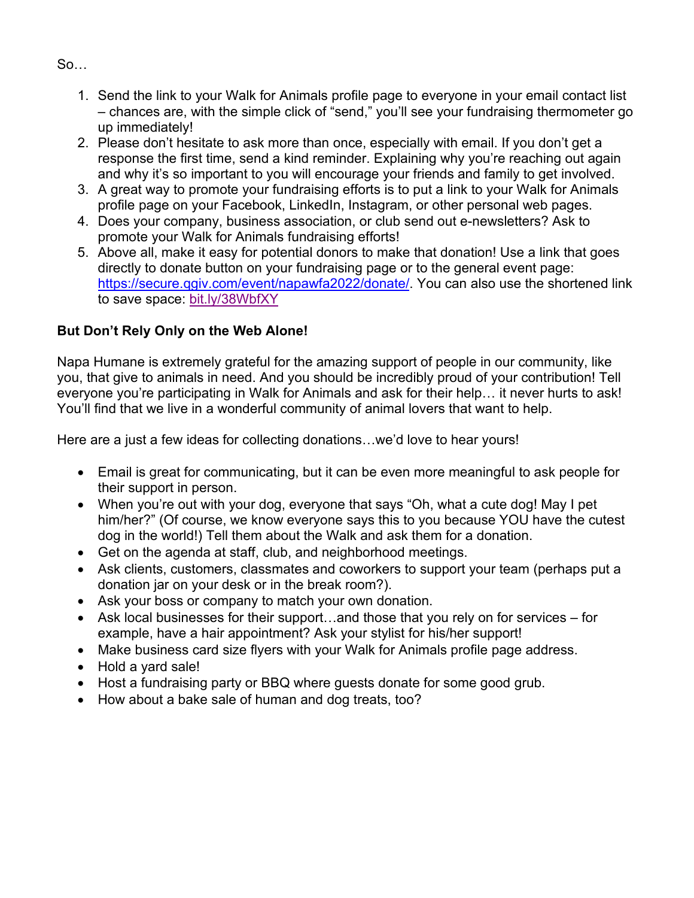So…

1. Send the link to your Walk for Animals profile page to everyone in your email contact list – chances are, with the simple click of "send," you'll see your fundraising thermometer go up immediately!
2. Please don't hesitate to ask more than once, especially with email. If you don't get a response the first time, send a kind reminder. Explaining why you're reaching out again and why it's so important to you will encourage your friends and family to get involved.
3. A great way to promote your fundraising efforts is to put a link to your Walk for Animals profile page on your Facebook, LinkedIn, Instagram, or other personal web pages.
4. Does your company, business association, or club send out e-newsletters? Ask to promote your Walk for Animals fundraising efforts!
5. Above all, make it easy for potential donors to make that donation! Use a link that goes directly to donate button on your fundraising page or to the general event page: https://secure.qgiv.com/event/napawfa2022/donate/. You can also use the shortened link to save space: bit.ly/38WbfXY

**But Don't Rely Only on the Web Alone!**

Napa Humane is extremely grateful for the amazing support of people in our community, like you, that give to animals in need. And you should be incredibly proud of your contribution! Tell everyone you're participating in Walk for Animals and ask for their help… it never hurts to ask! You'll find that we live in a wonderful community of animal lovers that want to help.

Here are a just a few ideas for collecting donations…we'd love to hear yours!

- Email is great for communicating, but it can be even more meaningful to ask people for their support in person.
- When you're out with your dog, everyone that says "Oh, what a cute dog! May I pet him/her?" (Of course, we know everyone says this to you because YOU have the cutest dog in the world!) Tell them about the Walk and ask them for a donation.
- Get on the agenda at staff, club, and neighborhood meetings.
- Ask clients, customers, classmates and coworkers to support your team (perhaps put a donation jar on your desk or in the break room?).
- Ask your boss or company to match your own donation.
- Ask local businesses for their support…and those that you rely on for services – for example, have a hair appointment? Ask your stylist for his/her support!
- Make business card size flyers with your Walk for Animals profile page address.
- Hold a yard sale!
- Host a fundraising party or BBQ where guests donate for some good grub.
- How about a bake sale of human and dog treats, too?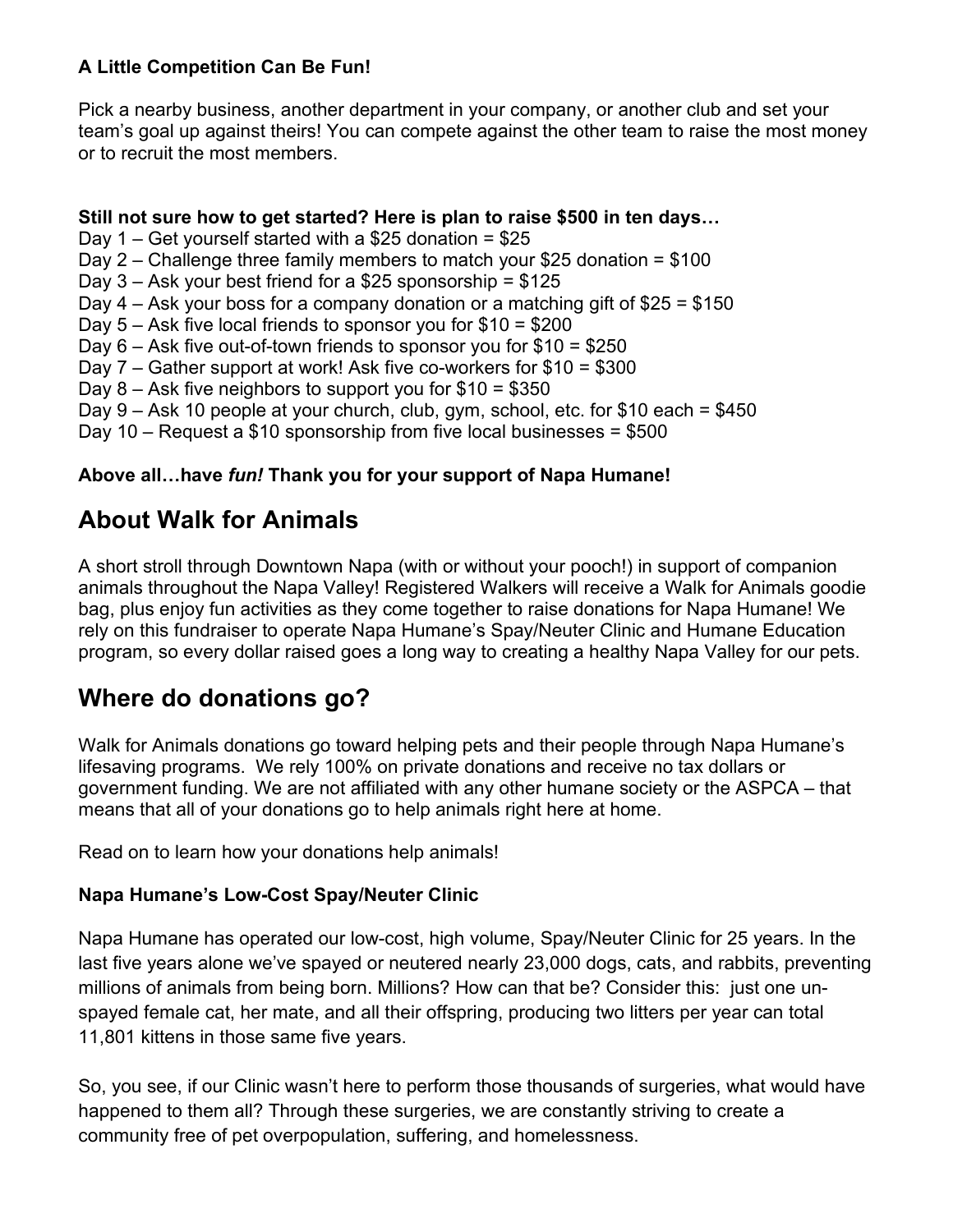**A Little Competition Can Be Fun!**

Pick a nearby business, another department in your company, or another club and set your team's goal up against theirs! You can compete against the other team to raise the most money or to recruit the most members.

**Still not sure how to get started? Here is plan to raise $500 in ten days…**

Day 1 – Get yourself started with a $25 donation = $25
Day 2 – Challenge three family members to match your $25 donation = $100
Day 3 – Ask your best friend for a $25 sponsorship = $125
Day 4 – Ask your boss for a company donation or a matching gift of $25 = $150
Day 5 – Ask five local friends to sponsor you for $10 = $200
Day 6 – Ask five out-of-town friends to sponsor you for $10 = $250
Day 7 – Gather support at work! Ask five co-workers for $10 = $300
Day 8 – Ask five neighbors to support you for $10 = $350
Day 9 – Ask 10 people at your church, club, gym, school, etc. for $10 each = $450
Day 10 – Request a $10 sponsorship from five local businesses = $500

**Above all…have *fun!* Thank you for your support of Napa Humane!**

## About Walk for Animals

A short stroll through Downtown Napa (with or without your pooch!) in support of companion animals throughout the Napa Valley! Registered Walkers will receive a Walk for Animals goodie bag, plus enjoy fun activities as they come together to raise donations for Napa Humane! We rely on this fundraiser to operate Napa Humane's Spay/Neuter Clinic and Humane Education program, so every dollar raised goes a long way to creating a healthy Napa Valley for our pets.

## Where do donations go?

Walk for Animals donations go toward helping pets and their people through Napa Humane's lifesaving programs. We rely 100% on private donations and receive no tax dollars or government funding. We are not affiliated with any other humane society or the ASPCA – that means that all of your donations go to help animals right here at home.

Read on to learn how your donations help animals!

**Napa Humane's Low-Cost Spay/Neuter Clinic**

Napa Humane has operated our low-cost, high volume, Spay/Neuter Clinic for 25 years. In the last five years alone we've spayed or neutered nearly 23,000 dogs, cats, and rabbits, preventing millions of animals from being born. Millions? How can that be? Consider this: just one un-spayed female cat, her mate, and all their offspring, producing two litters per year can total 11,801 kittens in those same five years.

So, you see, if our Clinic wasn't here to perform those thousands of surgeries, what would have happened to them all? Through these surgeries, we are constantly striving to create a community free of pet overpopulation, suffering, and homelessness.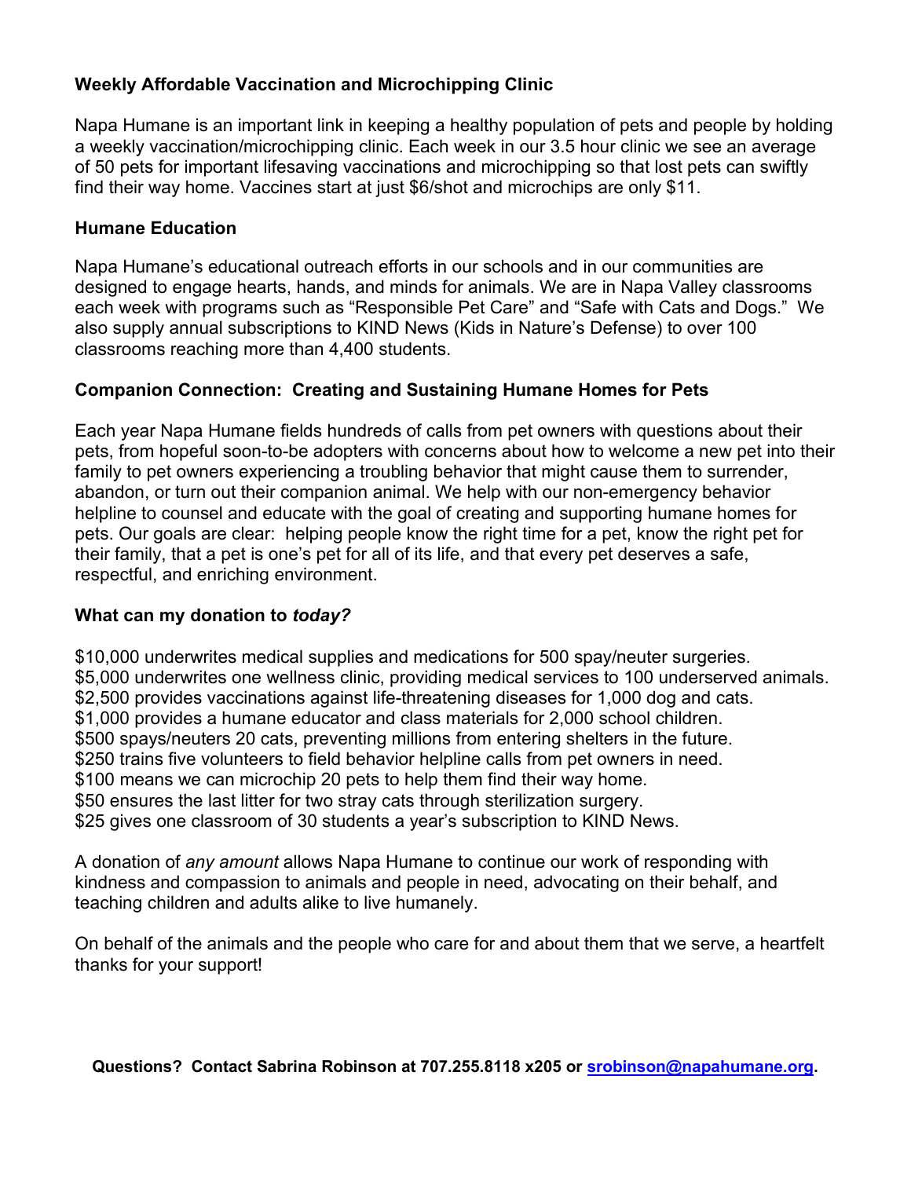**Weekly Affordable Vaccination and Microchipping Clinic**

Napa Humane is an important link in keeping a healthy population of pets and people by holding a weekly vaccination/microchipping clinic. Each week in our 3.5 hour clinic we see an average of 50 pets for important lifesaving vaccinations and microchipping so that lost pets can swiftly find their way home. Vaccines start at just $6/shot and microchips are only $11.

**Humane Education**

Napa Humane's educational outreach efforts in our schools and in our communities are designed to engage hearts, hands, and minds for animals. We are in Napa Valley classrooms each week with programs such as "Responsible Pet Care" and "Safe with Cats and Dogs." We also supply annual subscriptions to KIND News (Kids in Nature's Defense) to over 100 classrooms reaching more than 4,400 students.

**Companion Connection: Creating and Sustaining Humane Homes for Pets**

Each year Napa Humane fields hundreds of calls from pet owners with questions about their pets, from hopeful soon-to-be adopters with concerns about how to welcome a new pet into their family to pet owners experiencing a troubling behavior that might cause them to surrender, abandon, or turn out their companion animal. We help with our non-emergency behavior helpline to counsel and educate with the goal of creating and supporting humane homes for pets. Our goals are clear: helping people know the right time for a pet, know the right pet for their family, that a pet is one's pet for all of its life, and that every pet deserves a safe, respectful, and enriching environment.

**What can my donation to *today?***

$10,000 underwrites medical supplies and medications for 500 spay/neuter surgeries.
$5,000 underwrites one wellness clinic, providing medical services to 100 underserved animals.
$2,500 provides vaccinations against life-threatening diseases for 1,000 dog and cats.
$1,000 provides a humane educator and class materials for 2,000 school children.
$500 spays/neuters 20 cats, preventing millions from entering shelters in the future.
$250 trains five volunteers to field behavior helpline calls from pet owners in need.
$100 means we can microchip 20 pets to help them find their way home.
$50 ensures the last litter for two stray cats through sterilization surgery.
$25 gives one classroom of 30 students a year's subscription to KIND News.

A donation of *any amount* allows Napa Humane to continue our work of responding with kindness and compassion to animals and people in need, advocating on their behalf, and teaching children and adults alike to live humanely.

On behalf of the animals and the people who care for and about them that we serve, a heartfelt thanks for your support!

**Questions? Contact Sabrina Robinson at 707.255.8118 x205 or [srobinson@napahumane.org](mailto:srobinson@napahumane.org).**